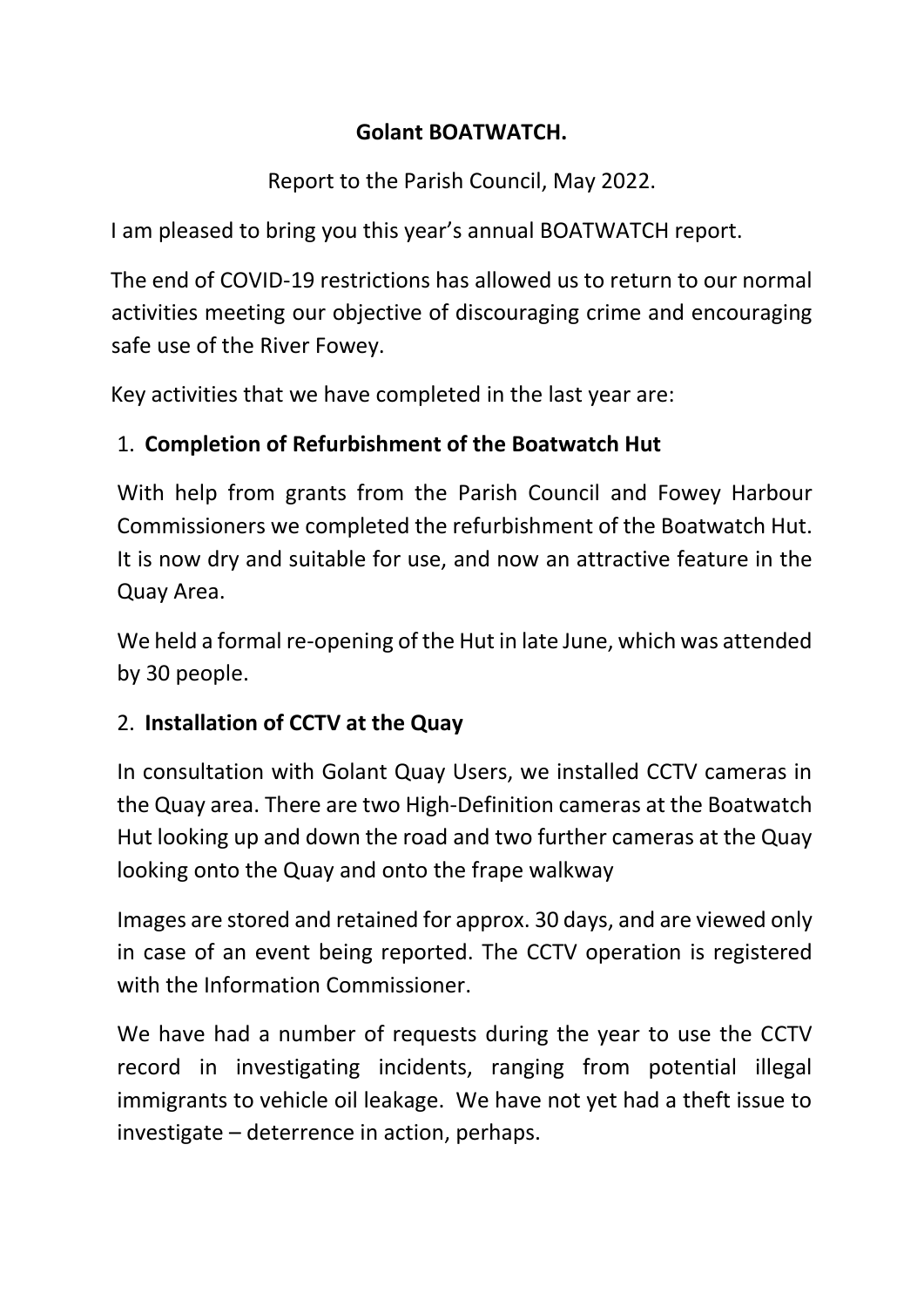# Golant BOATWATCH.

Report to the Parish Council, May 2022.

I am pleased to bring you this year's annual BOATWATCH report.

The end of COVID-19 restrictions has allowed us to return to our normal activities meeting our objective of discouraging crime and encouraging safe use of the River Fowey.

Key activities that we have completed in the last year are:

1. **Completion of Refurbishment of the Boatwatch Hut**

   With help from grants from the Parish Council and Fowey Harbour Commissioners we completed the refurbishment of the Boatwatch Hut. It is now dry and suitable for use, and now an attractive feature in the Quay Area.

   We held a formal re-opening of the Hut in late June, which was attended by 30 people.

2. **Installation of CCTV at the Quay**

   In consultation with Golant Quay Users, we installed CCTV cameras in the Quay area. There are two High-Definition cameras at the Boatwatch Hut looking up and down the road and two further cameras at the Quay looking onto the Quay and onto the frape walkway

   Images are stored and retained for approx. 30 days, and are viewed only in case of an event being reported. The CCTV operation is registered with the Information Commissioner.

   We have had a number of requests during the year to use the CCTV record in investigating incidents, ranging from potential illegal immigrants to vehicle oil leakage. We have not yet had a theft issue to investigate – deterrence in action, perhaps.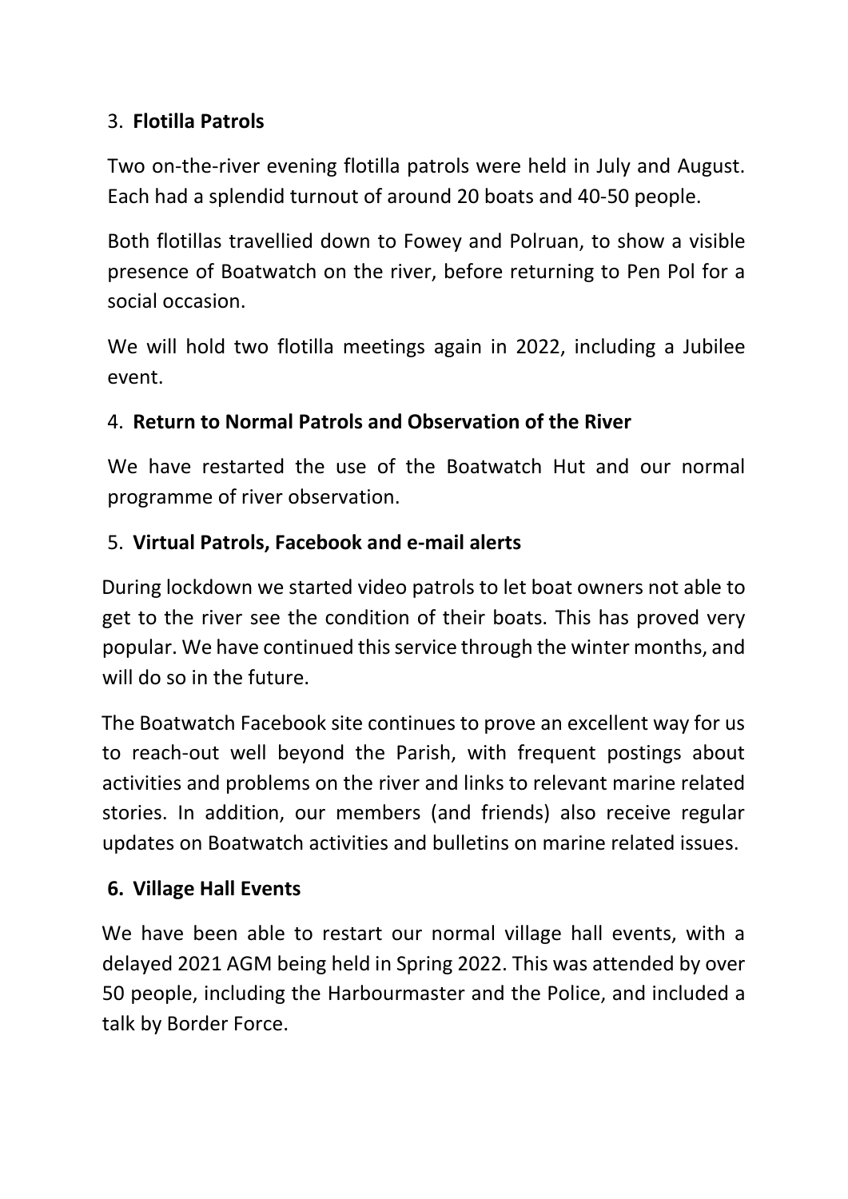3. **Flotilla Patrols**

Two on-the-river evening flotilla patrols were held in July and August. Each had a splendid turnout of around 20 boats and 40-50 people.

Both flotillas travellied down to Fowey and Polruan, to show a visible presence of Boatwatch on the river, before returning to Pen Pol for a social occasion.

We will hold two flotilla meetings again in 2022, including a Jubilee event.

4. **Return to Normal Patrols and Observation of the River**

We have restarted the use of the Boatwatch Hut and our normal programme of river observation.

5. **Virtual Patrols, Facebook and e-mail alerts**

During lockdown we started video patrols to let boat owners not able to get to the river see the condition of their boats. This has proved very popular. We have continued this service through the winter months, and will do so in the future.

The Boatwatch Facebook site continues to prove an excellent way for us to reach-out well beyond the Parish, with frequent postings about activities and problems on the river and links to relevant marine related stories. In addition, our members (and friends) also receive regular updates on Boatwatch activities and bulletins on marine related issues.

6. **Village Hall Events**

We have been able to restart our normal village hall events, with a delayed 2021 AGM being held in Spring 2022. This was attended by over 50 people, including the Harbourmaster and the Police, and included a talk by Border Force.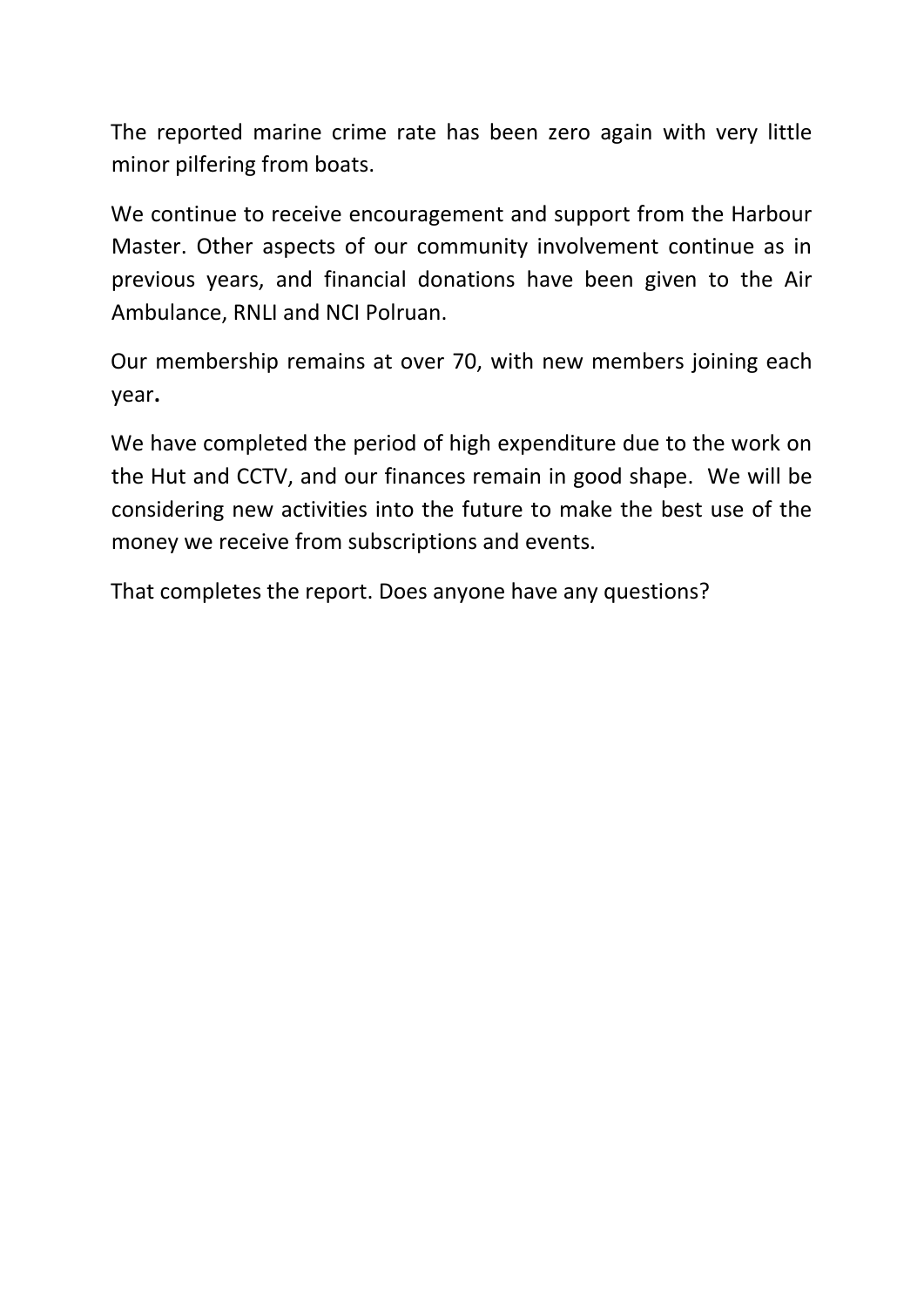The reported marine crime rate has been zero again with very little minor pilfering from boats.

We continue to receive encouragement and support from the Harbour Master. Other aspects of our community involvement continue as in previous years, and financial donations have been given to the Air Ambulance, RNLI and NCI Polruan.

Our membership remains at over 70, with new members joining each year**.**

We have completed the period of high expenditure due to the work on the Hut and CCTV, and our finances remain in good shape. We will be considering new activities into the future to make the best use of the money we receive from subscriptions and events.

That completes the report. Does anyone have any questions?